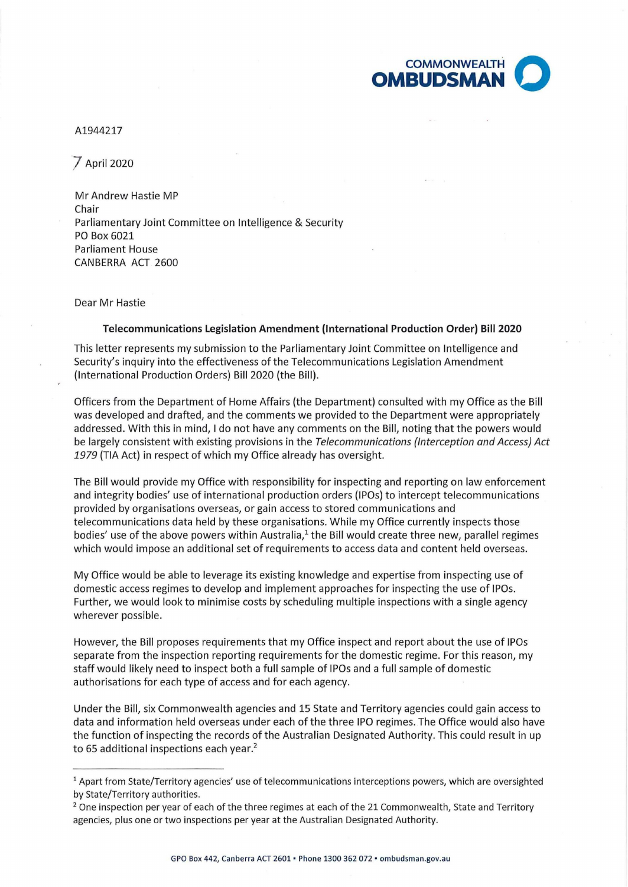**COMMONWEALTH OMBUDSMAN**

A1944217

7 April 2020

Mr Andrew Hastie MP
Chair
Parliamentary Joint Committee on Intelligence & Security
PO Box 6021
Parliament House
CANBERRA ACT 2600

Dear Mr Hastie

**Telecommunications Legislation Amendment (International Production Order) Bill 2020**

This letter represents my submission to the Parliamentary Joint Committee on Intelligence and Security's inquiry into the effectiveness of the Telecommunications Legislation Amendment (International Production Orders) Bill 2020 (the Bill).

Officers from the Department of Home Affairs (the Department) consulted with my Office as the Bill was developed and drafted, and the comments we provided to the Department were appropriately addressed. With this in mind, I do not have any comments on the Bill, noting that the powers would be largely consistent with existing provisions in the *Telecommunications (Interception and Access) Act 1979* (TIA Act) in respect of which my Office already has oversight.

The Bill would provide my Office with responsibility for inspecting and reporting on law enforcement and integrity bodies' use of international production orders (IPOs) to intercept telecommunications provided by organisations overseas, or gain access to stored communications and telecommunications data held by these organisations. While my Office currently inspects those bodies' use of the above powers within Australia,[1] the Bill would create three new, parallel regimes which would impose an additional set of requirements to access data and content held overseas.

My Office would be able to leverage its existing knowledge and expertise from inspecting use of domestic access regimes to develop and implement approaches for inspecting the use of IPOs. Further, we would look to minimise costs by scheduling multiple inspections with a single agency wherever possible.

However, the Bill proposes requirements that my Office inspect and report about the use of IPOs separate from the inspection reporting requirements for the domestic regime. For this reason, my staff would likely need to inspect both a full sample of IPOs and a full sample of domestic authorisations for each type of access and for each agency.

Under the Bill, six Commonwealth agencies and 15 State and Territory agencies could gain access to data and information held overseas under each of the three IPO regimes. The Office would also have the function of inspecting the records of the Australian Designated Authority. This could result in up to 65 additional inspections each year.[2]

---

[1] Apart from State/Territory agencies' use of telecommunications interceptions powers, which are oversighted by State/Territory authorities.

[2] One inspection per year of each of the three regimes at each of the 21 Commonwealth, State and Territory agencies, plus one or two inspections per year at the Australian Designated Authority.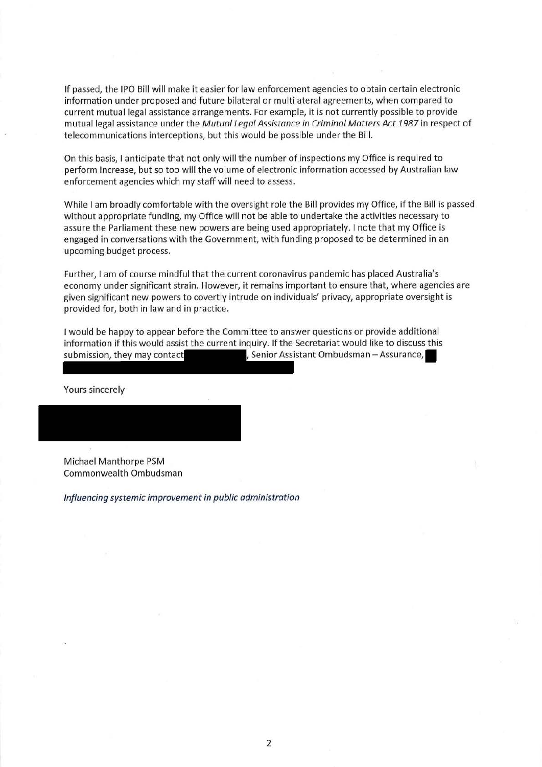If passed, the IPO Bill will make it easier for law enforcement agencies to obtain certain electronic information under proposed and future bilateral or multilateral agreements, when compared to current mutual legal assistance arrangements. For example, it is not currently possible to provide mutual legal assistance under the *Mutual Legal Assistance in Criminal Matters Act 1987* in respect of telecommunications interceptions, but this would be possible under the Bill.

On this basis, I anticipate that not only will the number of inspections my Office is required to perform increase, but so too will the volume of electronic information accessed by Australian law enforcement agencies which my staff will need to assess.

While I am broadly comfortable with the oversight role the Bill provides my Office, if the Bill is passed without appropriate funding, my Office will not be able to undertake the activities necessary to assure the Parliament these new powers are being used appropriately. I note that my Office is engaged in conversations with the Government, with funding proposed to be determined in an upcoming budget process.

Further, I am of course mindful that the current coronavirus pandemic has placed Australia's economy under significant strain. However, it remains important to ensure that, where agencies are given significant new powers to covertly intrude on individuals' privacy, appropriate oversight is provided for, both in law and in practice.

I would be happy to appear before the Committee to answer questions or provide additional information if this would assist the current inquiry. If the Secretariat would like to discuss this submission, they may contact [redacted], Senior Assistant Ombudsman – Assurance, [redacted]

Yours sincerely

[redacted]

Michael Manthorpe PSM
Commonwealth Ombudsman

*Influencing systemic improvement in public administration*